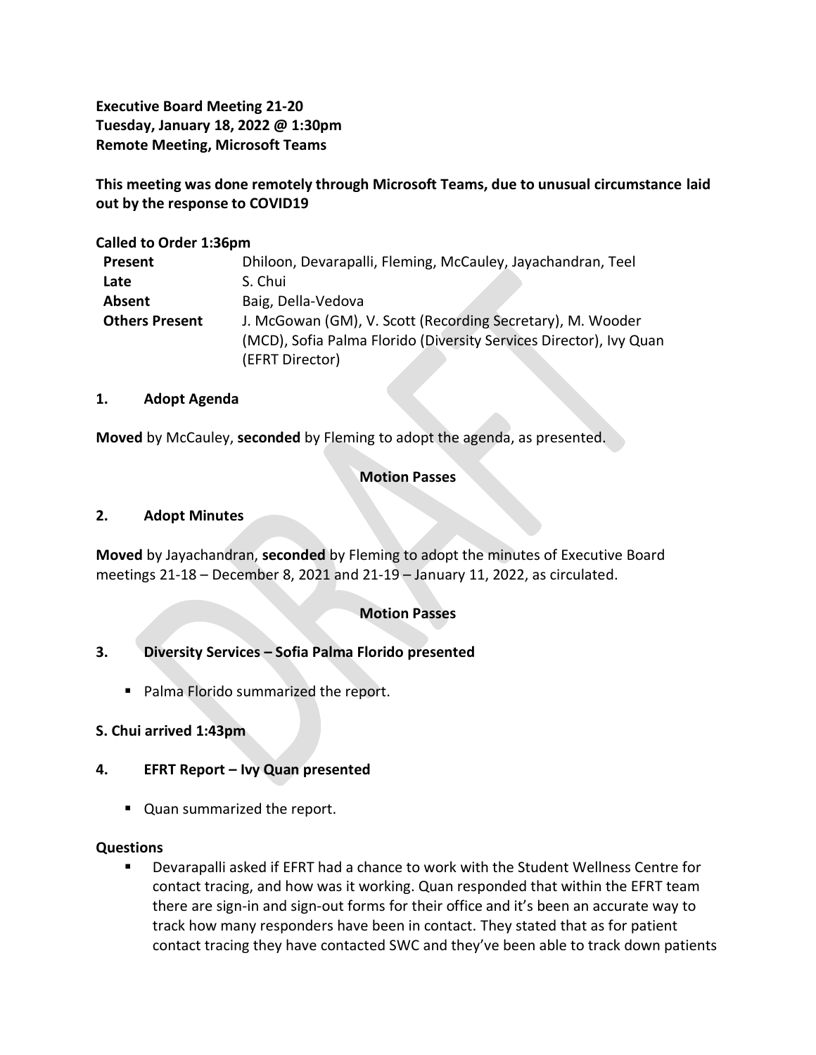**Executive Board Meeting 21-20**
**Tuesday, January 18, 2022 @ 1:30pm**
**Remote Meeting, Microsoft Teams**

**This meeting was done remotely through Microsoft Teams, due to unusual circumstance laid out by the response to COVID19**

**Called to Order 1:36pm**

| | |
|---|---|
| **Present** | Dhiloon, Devarapalli, Fleming, McCauley, Jayachandran, Teel |
| **Late** | S. Chui |
| **Absent** | Baig, Della-Vedova |
| **Others Present** | J. McGowan (GM), V. Scott (Recording Secretary), M. Wooder (MCD), Sofia Palma Florido (Diversity Services Director), Ivy Quan (EFRT Director) |

## 1. Adopt Agenda

**Moved** by McCauley, **seconded** by Fleming to adopt the agenda, as presented.

**Motion Passes**

## 2. Adopt Minutes

**Moved** by Jayachandran, **seconded** by Fleming to adopt the minutes of Executive Board meetings 21-18 – December 8, 2021 and 21-19 – January 11, 2022, as circulated.

**Motion Passes**

## 3. Diversity Services – Sofia Palma Florido presented

- Palma Florido summarized the report.

**S. Chui arrived 1:43pm**

## 4. EFRT Report – Ivy Quan presented

- Quan summarized the report.

**Questions**

- Devarapalli asked if EFRT had a chance to work with the Student Wellness Centre for contact tracing, and how was it working. Quan responded that within the EFRT team there are sign-in and sign-out forms for their office and it's been an accurate way to track how many responders have been in contact. They stated that as for patient contact tracing they have contacted SWC and they've been able to track down patients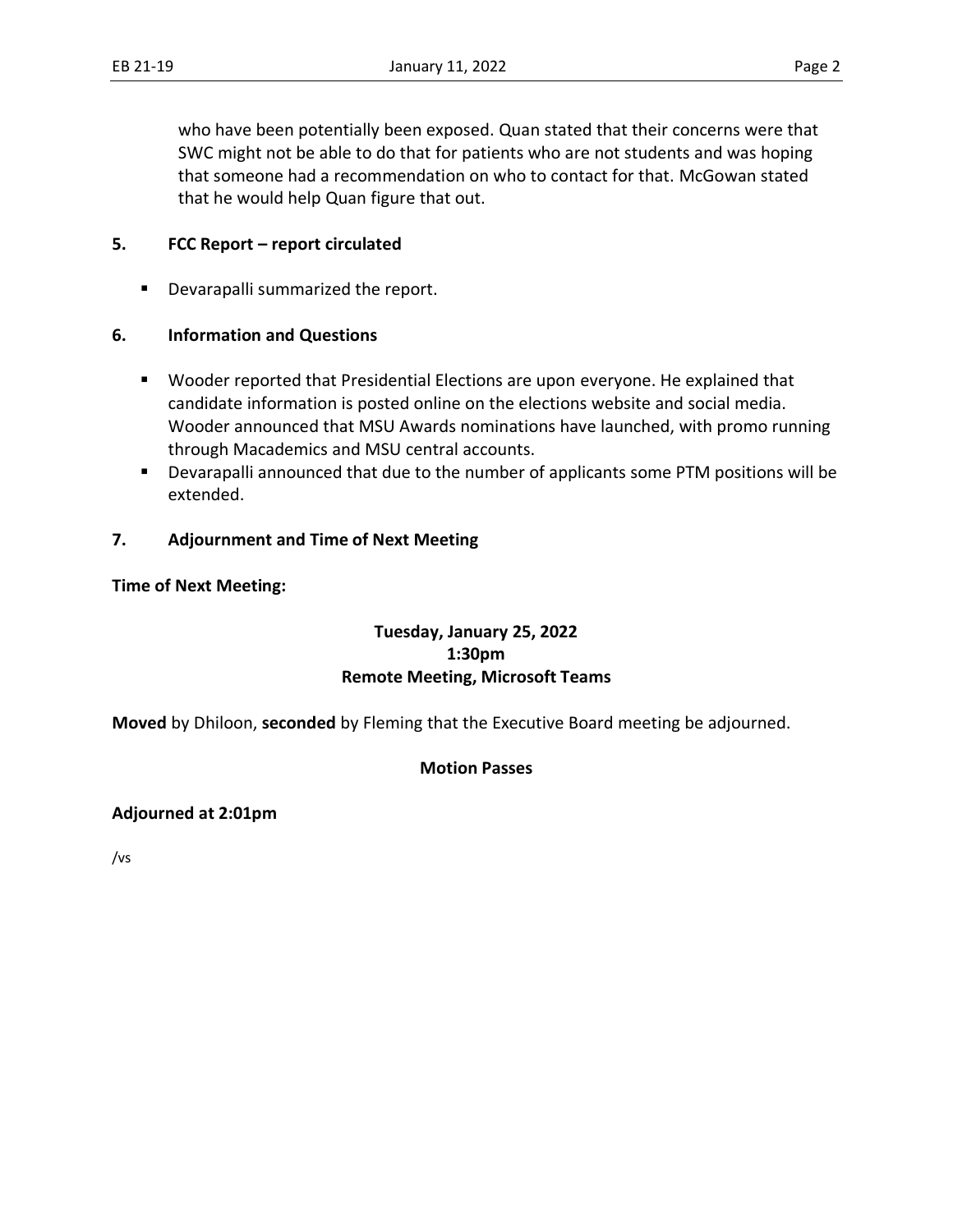who have been potentially been exposed. Quan stated that their concerns were that SWC might not be able to do that for patients who are not students and was hoping that someone had a recommendation on who to contact for that. McGowan stated that he would help Quan figure that out.

**5. FCC Report – report circulated**

- Devarapalli summarized the report.

**6. Information and Questions**

- Wooder reported that Presidential Elections are upon everyone. He explained that candidate information is posted online on the elections website and social media. Wooder announced that MSU Awards nominations have launched, with promo running through Macademics and MSU central accounts.
- Devarapalli announced that due to the number of applicants some PTM positions will be extended.

**7. Adjournment and Time of Next Meeting**

**Time of Next Meeting:**

**Tuesday, January 25, 2022**
**1:30pm**
**Remote Meeting, Microsoft Teams**

**Moved** by Dhiloon, **seconded** by Fleming that the Executive Board meeting be adjourned.

**Motion Passes**

**Adjourned at 2:01pm**

/vs